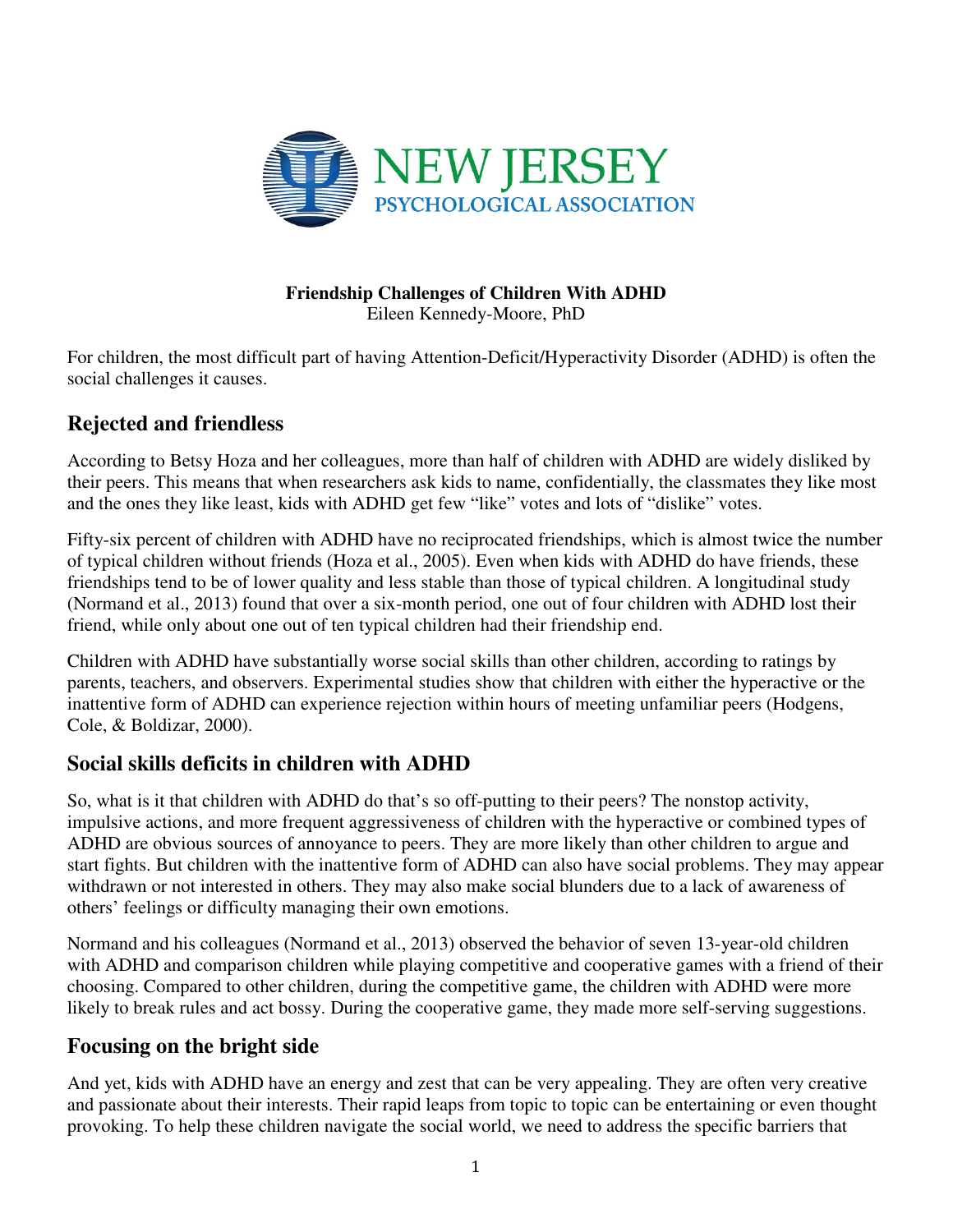NEW JERSEY
PSYCHOLOGICAL ASSOCIATION

**Friendship Challenges of Children With ADHD**
Eileen Kennedy-Moore, PhD

For children, the most difficult part of having Attention-Deficit/Hyperactivity Disorder (ADHD) is often the social challenges it causes.

## Rejected and friendless

According to Betsy Hoza and her colleagues, more than half of children with ADHD are widely disliked by their peers. This means that when researchers ask kids to name, confidentially, the classmates they like most and the ones they like least, kids with ADHD get few "like" votes and lots of "dislike" votes.

Fifty-six percent of children with ADHD have no reciprocated friendships, which is almost twice the number of typical children without friends (Hoza et al., 2005). Even when kids with ADHD do have friends, these friendships tend to be of lower quality and less stable than those of typical children. A longitudinal study (Normand et al., 2013) found that over a six-month period, one out of four children with ADHD lost their friend, while only about one out of ten typical children had their friendship end.

Children with ADHD have substantially worse social skills than other children, according to ratings by parents, teachers, and observers. Experimental studies show that children with either the hyperactive or the inattentive form of ADHD can experience rejection within hours of meeting unfamiliar peers (Hodgens, Cole, & Boldizar, 2000).

## Social skills deficits in children with ADHD

So, what is it that children with ADHD do that's so off-putting to their peers? The nonstop activity, impulsive actions, and more frequent aggressiveness of children with the hyperactive or combined types of ADHD are obvious sources of annoyance to peers. They are more likely than other children to argue and start fights. But children with the inattentive form of ADHD can also have social problems. They may appear withdrawn or not interested in others. They may also make social blunders due to a lack of awareness of others' feelings or difficulty managing their own emotions.

Normand and his colleagues (Normand et al., 2013) observed the behavior of seven 13-year-old children with ADHD and comparison children while playing competitive and cooperative games with a friend of their choosing. Compared to other children, during the competitive game, the children with ADHD were more likely to break rules and act bossy. During the cooperative game, they made more self-serving suggestions.

## Focusing on the bright side

And yet, kids with ADHD have an energy and zest that can be very appealing. They are often very creative and passionate about their interests. Their rapid leaps from topic to topic can be entertaining or even thought provoking. To help these children navigate the social world, we need to address the specific barriers that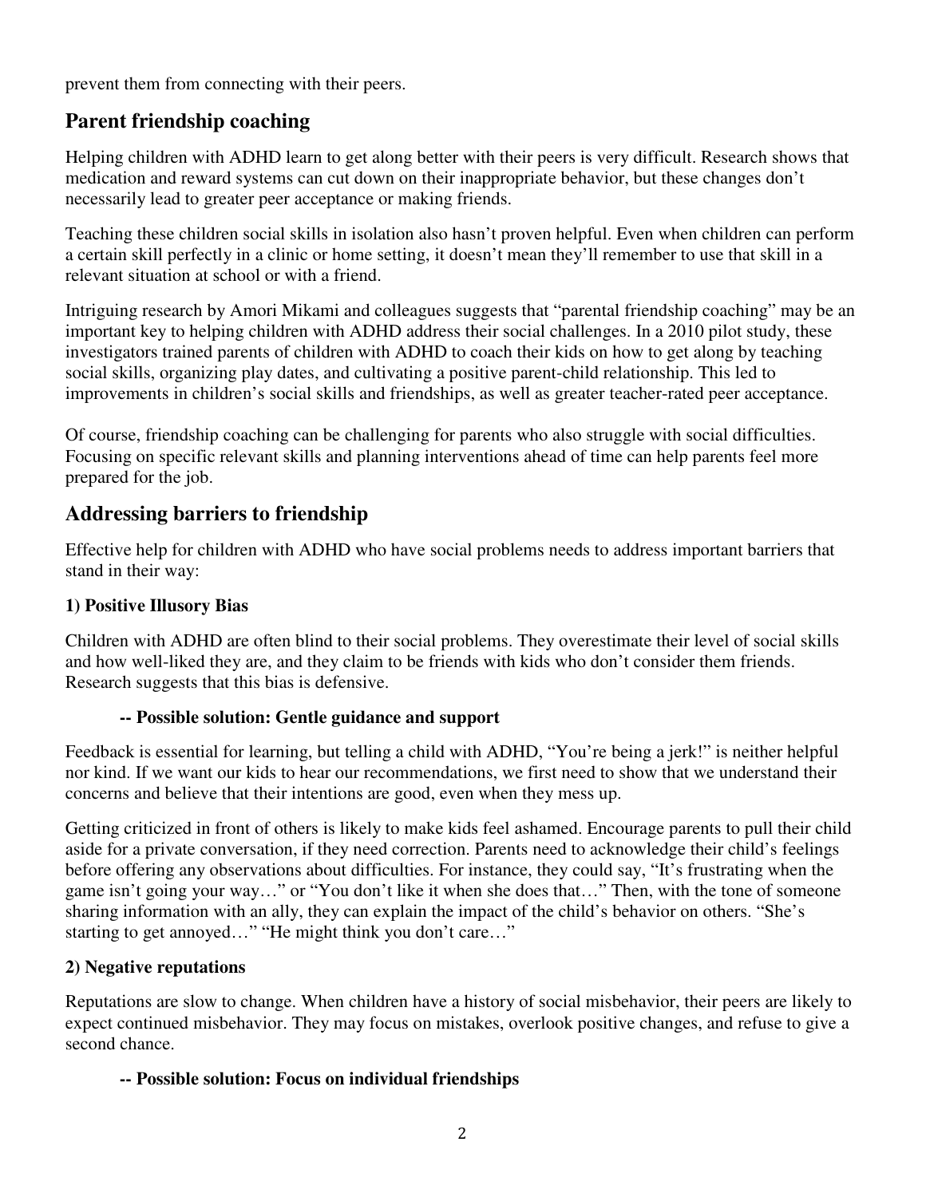prevent them from connecting with their peers.

## Parent friendship coaching

Helping children with ADHD learn to get along better with their peers is very difficult. Research shows that medication and reward systems can cut down on their inappropriate behavior, but these changes don't necessarily lead to greater peer acceptance or making friends.

Teaching these children social skills in isolation also hasn't proven helpful. Even when children can perform a certain skill perfectly in a clinic or home setting, it doesn't mean they'll remember to use that skill in a relevant situation at school or with a friend.

Intriguing research by Amori Mikami and colleagues suggests that "parental friendship coaching" may be an important key to helping children with ADHD address their social challenges. In a 2010 pilot study, these investigators trained parents of children with ADHD to coach their kids on how to get along by teaching social skills, organizing play dates, and cultivating a positive parent-child relationship. This led to improvements in children's social skills and friendships, as well as greater teacher-rated peer acceptance.

Of course, friendship coaching can be challenging for parents who also struggle with social difficulties. Focusing on specific relevant skills and planning interventions ahead of time can help parents feel more prepared for the job.

## Addressing barriers to friendship

Effective help for children with ADHD who have social problems needs to address important barriers that stand in their way:

### 1) Positive Illusory Bias

Children with ADHD are often blind to their social problems. They overestimate their level of social skills and how well-liked they are, and they claim to be friends with kids who don't consider them friends. Research suggests that this bias is defensive.

**-- Possible solution: Gentle guidance and support**

Feedback is essential for learning, but telling a child with ADHD, "You're being a jerk!" is neither helpful nor kind. If we want our kids to hear our recommendations, we first need to show that we understand their concerns and believe that their intentions are good, even when they mess up.

Getting criticized in front of others is likely to make kids feel ashamed. Encourage parents to pull their child aside for a private conversation, if they need correction. Parents need to acknowledge their child's feelings before offering any observations about difficulties. For instance, they could say, "It's frustrating when the game isn't going your way…" or "You don't like it when she does that…" Then, with the tone of someone sharing information with an ally, they can explain the impact of the child's behavior on others. "She's starting to get annoyed…" "He might think you don't care…"

### 2) Negative reputations

Reputations are slow to change. When children have a history of social misbehavior, their peers are likely to expect continued misbehavior. They may focus on mistakes, overlook positive changes, and refuse to give a second chance.

**-- Possible solution: Focus on individual friendships**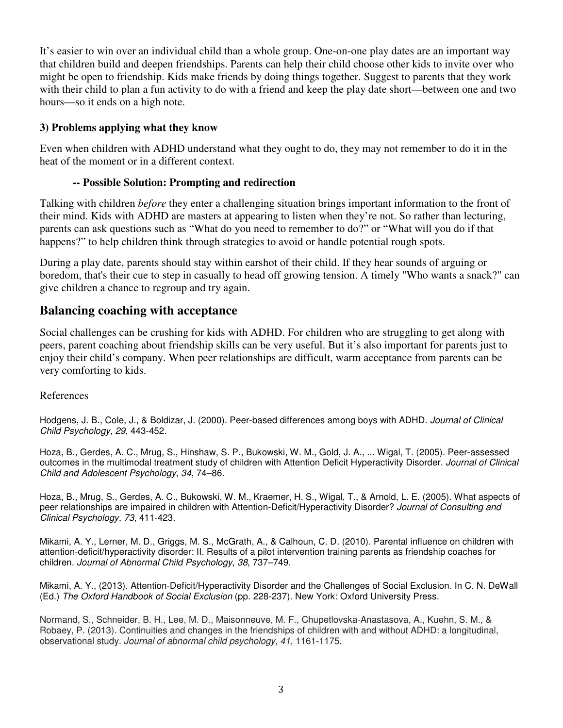It's easier to win over an individual child than a whole group. One-on-one play dates are an important way that children build and deepen friendships. Parents can help their child choose other kids to invite over who might be open to friendship. Kids make friends by doing things together. Suggest to parents that they work with their child to plan a fun activity to do with a friend and keep the play date short—between one and two hours—so it ends on a high note.

**3) Problems applying what they know**

Even when children with ADHD understand what they ought to do, they may not remember to do it in the heat of the moment or in a different context.

**-- Possible Solution: Prompting and redirection**

Talking with children *before* they enter a challenging situation brings important information to the front of their mind. Kids with ADHD are masters at appearing to listen when they're not. So rather than lecturing, parents can ask questions such as "What do you need to remember to do?" or "What will you do if that happens?" to help children think through strategies to avoid or handle potential rough spots.

During a play date, parents should stay within earshot of their child. If they hear sounds of arguing or boredom, that's their cue to step in casually to head off growing tension. A timely "Who wants a snack?" can give children a chance to regroup and try again.

## Balancing coaching with acceptance

Social challenges can be crushing for kids with ADHD. For children who are struggling to get along with peers, parent coaching about friendship skills can be very useful. But it's also important for parents just to enjoy their child's company. When peer relationships are difficult, warm acceptance from parents can be very comforting to kids.

References

Hodgens, J. B., Cole, J., & Boldizar, J. (2000). Peer-based differences among boys with ADHD. *Journal of Clinical Child Psychology, 29*, 443-452.

Hoza, B., Gerdes, A. C., Mrug, S., Hinshaw, S. P., Bukowski, W. M., Gold, J. A., ... Wigal, T. (2005). Peer-assessed outcomes in the multimodal treatment study of children with Attention Deficit Hyperactivity Disorder. *Journal of Clinical Child and Adolescent Psychology*, *34*, 74–86.

Hoza, B., Mrug, S., Gerdes, A. C., Bukowski, W. M., Kraemer, H. S., Wigal, T., & Arnold, L. E. (2005). What aspects of peer relationships are impaired in children with Attention-Deficit/Hyperactivity Disorder? *Journal of Consulting and Clinical Psychology, 73*, 411-423.

Mikami, A. Y., Lerner, M. D., Griggs, M. S., McGrath, A., & Calhoun, C. D. (2010). Parental influence on children with attention-deficit/hyperactivity disorder: II. Results of a pilot intervention training parents as friendship coaches for children. *Journal of Abnormal Child Psychology*, *38*, 737–749.

Mikami, A. Y., (2013). Attention-Deficit/Hyperactivity Disorder and the Challenges of Social Exclusion. In C. N. DeWall (Ed.) *The Oxford Handbook of Social Exclusion* (pp. 228-237). New York: Oxford University Press.

Normand, S., Schneider, B. H., Lee, M. D., Maisonneuve, M. F., Chupetlovska-Anastasova, A., Kuehn, S. M., & Robaey, P. (2013). Continuities and changes in the friendships of children with and without ADHD: a longitudinal, observational study. *Journal of abnormal child psychology*, *41*, 1161-1175.